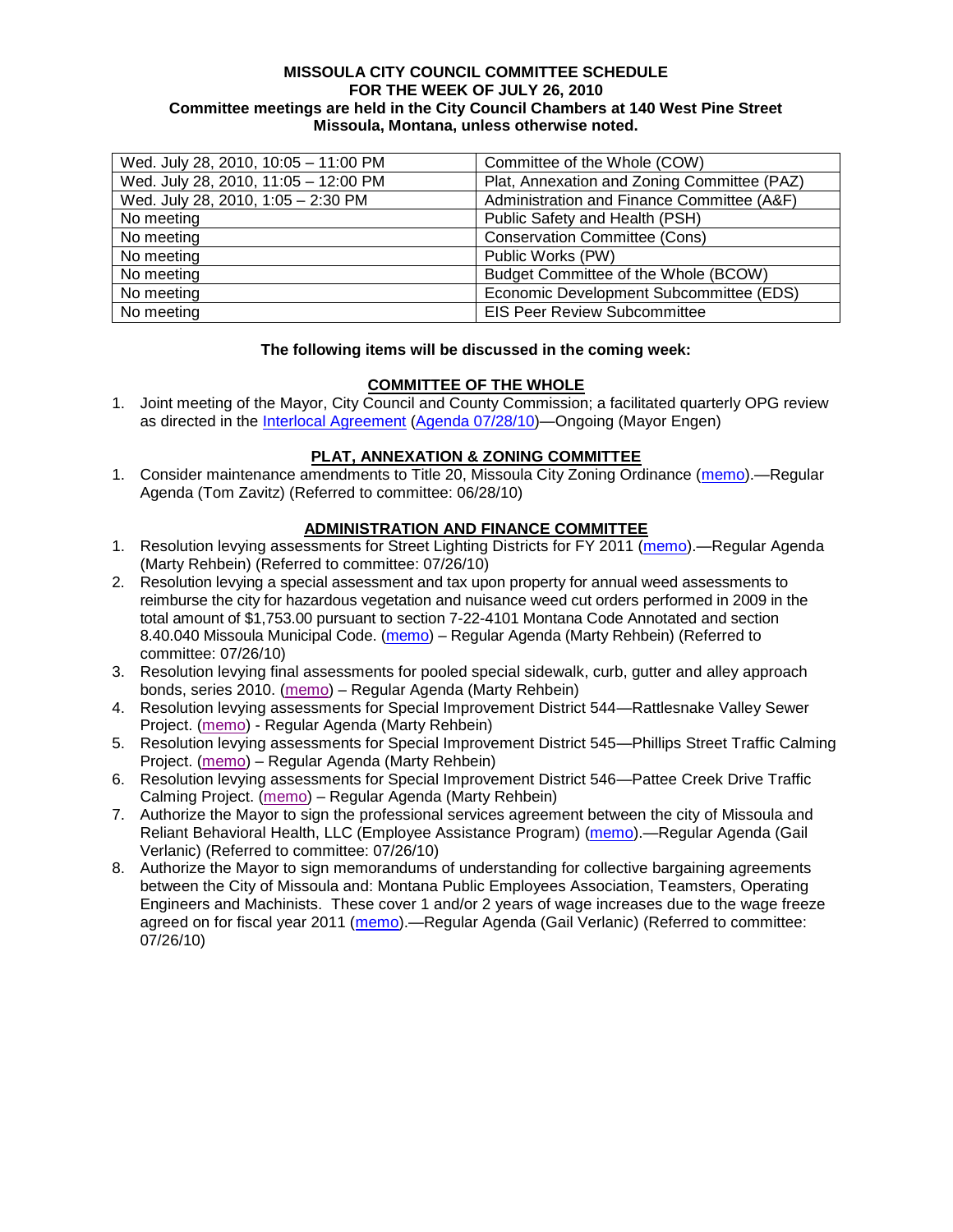**MISSOULA CITY COUNCIL COMMITTEE SCHEDULE**
**FOR THE WEEK OF JULY 26, 2010**
**Committee meetings are held in the City Council Chambers at 140 West Pine Street Missoula, Montana, unless otherwise noted.**

| | |
|---|---|
| Wed. July 28, 2010, 10:05 – 11:00 PM | Committee of the Whole (COW) |
| Wed. July 28, 2010, 11:05 – 12:00 PM | Plat, Annexation and Zoning Committee (PAZ) |
| Wed. July 28, 2010, 1:05 – 2:30 PM | Administration and Finance Committee (A&F) |
| No meeting | Public Safety and Health (PSH) |
| No meeting | Conservation Committee (Cons) |
| No meeting | Public Works (PW) |
| No meeting | Budget Committee of the Whole (BCOW) |
| No meeting | Economic Development Subcommittee (EDS) |
| No meeting | EIS Peer Review Subcommittee |

**The following items will be discussed in the coming week:**

**COMMITTEE OF THE WHOLE**

1. Joint meeting of the Mayor, City Council and County Commission; a facilitated quarterly OPG review as directed in the Interlocal Agreement (Agenda 07/28/10)—Ongoing (Mayor Engen)

**PLAT, ANNEXATION & ZONING COMMITTEE**

1. Consider maintenance amendments to Title 20, Missoula City Zoning Ordinance (memo).—Regular Agenda (Tom Zavitz) (Referred to committee: 06/28/10)

**ADMINISTRATION AND FINANCE COMMITTEE**

1. Resolution levying assessments for Street Lighting Districts for FY 2011 (memo).—Regular Agenda (Marty Rehbein) (Referred to committee: 07/26/10)
2. Resolution levying a special assessment and tax upon property for annual weed assessments to reimburse the city for hazardous vegetation and nuisance weed cut orders performed in 2009 in the total amount of $1,753.00 pursuant to section 7-22-4101 Montana Code Annotated and section 8.40.040 Missoula Municipal Code. (memo) – Regular Agenda (Marty Rehbein) (Referred to committee: 07/26/10)
3. Resolution levying final assessments for pooled special sidewalk, curb, gutter and alley approach bonds, series 2010. (memo) – Regular Agenda (Marty Rehbein)
4. Resolution levying assessments for Special Improvement District 544—Rattlesnake Valley Sewer Project. (memo) - Regular Agenda (Marty Rehbein)
5. Resolution levying assessments for Special Improvement District 545—Phillips Street Traffic Calming Project. (memo) – Regular Agenda (Marty Rehbein)
6. Resolution levying assessments for Special Improvement District 546—Pattee Creek Drive Traffic Calming Project. (memo) – Regular Agenda (Marty Rehbein)
7. Authorize the Mayor to sign the professional services agreement between the city of Missoula and Reliant Behavioral Health, LLC (Employee Assistance Program) (memo).—Regular Agenda (Gail Verlanic) (Referred to committee: 07/26/10)
8. Authorize the Mayor to sign memorandums of understanding for collective bargaining agreements between the City of Missoula and: Montana Public Employees Association, Teamsters, Operating Engineers and Machinists. These cover 1 and/or 2 years of wage increases due to the wage freeze agreed on for fiscal year 2011 (memo).—Regular Agenda (Gail Verlanic) (Referred to committee: 07/26/10)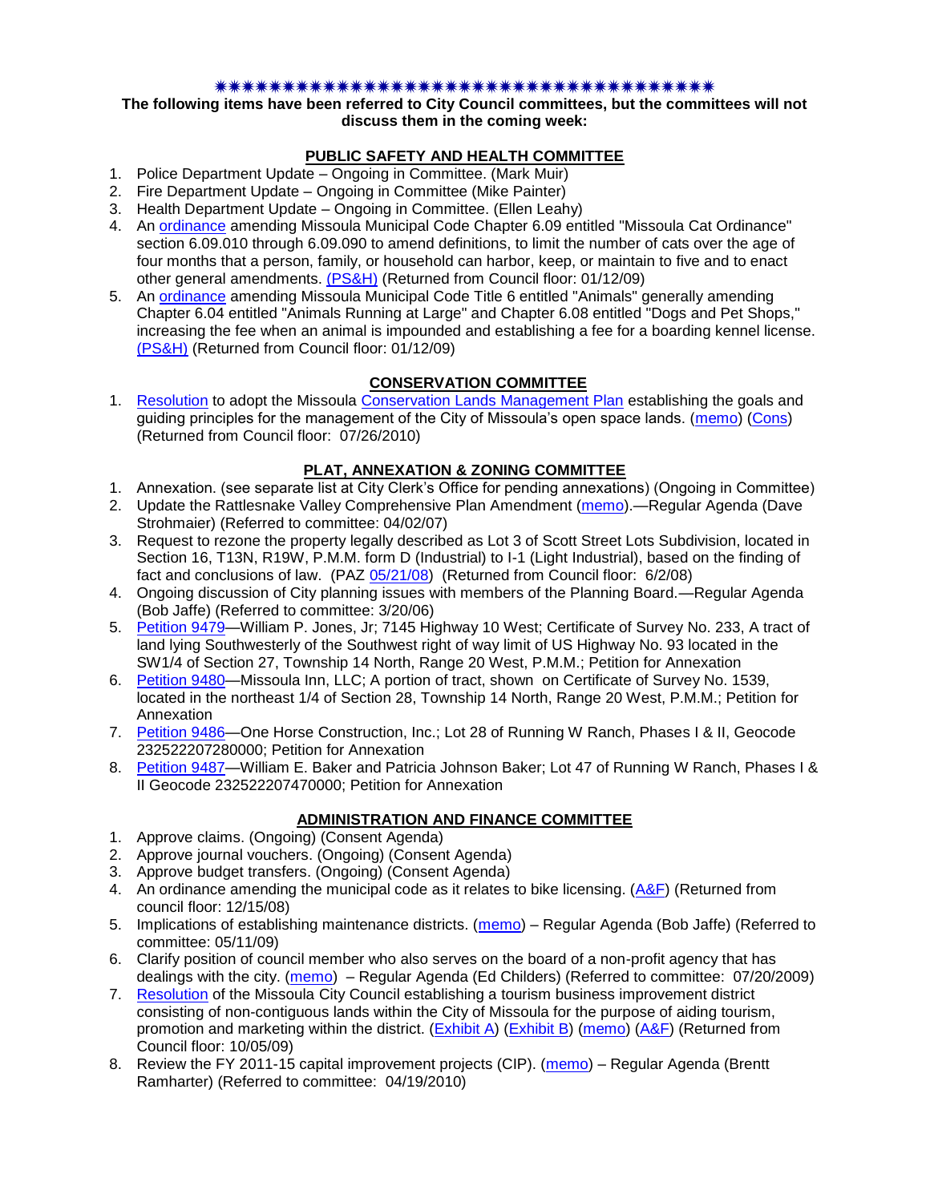✷✷✷✷✷✷✷✷✷✷✷✷✷✷✷✷✷✷✷✷✷✷✷✷✷✷✷✷✷✷✷✷✷✷✷✷✷✷✷✷

**The following items have been referred to City Council committees, but the committees will not discuss them in the coming week:**

**PUBLIC SAFETY AND HEALTH COMMITTEE**

1. Police Department Update – Ongoing in Committee. (Mark Muir)
2. Fire Department Update – Ongoing in Committee (Mike Painter)
3. Health Department Update – Ongoing in Committee. (Ellen Leahy)
4. An ordinance amending Missoula Municipal Code Chapter 6.09 entitled "Missoula Cat Ordinance" section 6.09.010 through 6.09.090 to amend definitions, to limit the number of cats over the age of four months that a person, family, or household can harbor, keep, or maintain to five and to enact other general amendments. (PS&H) (Returned from Council floor: 01/12/09)
5. An ordinance amending Missoula Municipal Code Title 6 entitled "Animals" generally amending Chapter 6.04 entitled "Animals Running at Large" and Chapter 6.08 entitled "Dogs and Pet Shops," increasing the fee when an animal is impounded and establishing a fee for a boarding kennel license. (PS&H) (Returned from Council floor: 01/12/09)

**CONSERVATION COMMITTEE**

1. Resolution to adopt the Missoula Conservation Lands Management Plan establishing the goals and guiding principles for the management of the City of Missoula's open space lands. (memo) (Cons) (Returned from Council floor: 07/26/2010)

**PLAT, ANNEXATION & ZONING COMMITTEE**

1. Annexation. (see separate list at City Clerk's Office for pending annexations) (Ongoing in Committee)
2. Update the Rattlesnake Valley Comprehensive Plan Amendment (memo).—Regular Agenda (Dave Strohmaier) (Referred to committee: 04/02/07)
3. Request to rezone the property legally described as Lot 3 of Scott Street Lots Subdivision, located in Section 16, T13N, R19W, P.M.M. form D (Industrial) to I-1 (Light Industrial), based on the finding of fact and conclusions of law. (PAZ 05/21/08) (Returned from Council floor: 6/2/08)
4. Ongoing discussion of City planning issues with members of the Planning Board.—Regular Agenda (Bob Jaffe) (Referred to committee: 3/20/06)
5. Petition 9479—William P. Jones, Jr; 7145 Highway 10 West; Certificate of Survey No. 233, A tract of land lying Southwesterly of the Southwest right of way limit of US Highway No. 93 located in the SW1/4 of Section 27, Township 14 North, Range 20 West, P.M.M.; Petition for Annexation
6. Petition 9480—Missoula Inn, LLC; A portion of tract, shown on Certificate of Survey No. 1539, located in the northeast 1/4 of Section 28, Township 14 North, Range 20 West, P.M.M.; Petition for Annexation
7. Petition 9486—One Horse Construction, Inc.; Lot 28 of Running W Ranch, Phases I & II, Geocode 232522207280000; Petition for Annexation
8. Petition 9487—William E. Baker and Patricia Johnson Baker; Lot 47 of Running W Ranch, Phases I & II Geocode 232522207470000; Petition for Annexation

**ADMINISTRATION AND FINANCE COMMITTEE**

1. Approve claims. (Ongoing) (Consent Agenda)
2. Approve journal vouchers. (Ongoing) (Consent Agenda)
3. Approve budget transfers. (Ongoing) (Consent Agenda)
4. An ordinance amending the municipal code as it relates to bike licensing. (A&F) (Returned from council floor: 12/15/08)
5. Implications of establishing maintenance districts. (memo) – Regular Agenda (Bob Jaffe) (Referred to committee: 05/11/09)
6. Clarify position of council member who also serves on the board of a non-profit agency that has dealings with the city. (memo) – Regular Agenda (Ed Childers) (Referred to committee: 07/20/2009)
7. Resolution of the Missoula City Council establishing a tourism business improvement district consisting of non-contiguous lands within the City of Missoula for the purpose of aiding tourism, promotion and marketing within the district. (Exhibit A) (Exhibit B) (memo) (A&F) (Returned from Council floor: 10/05/09)
8. Review the FY 2011-15 capital improvement projects (CIP). (memo) – Regular Agenda (Brentt Ramharter) (Referred to committee: 04/19/2010)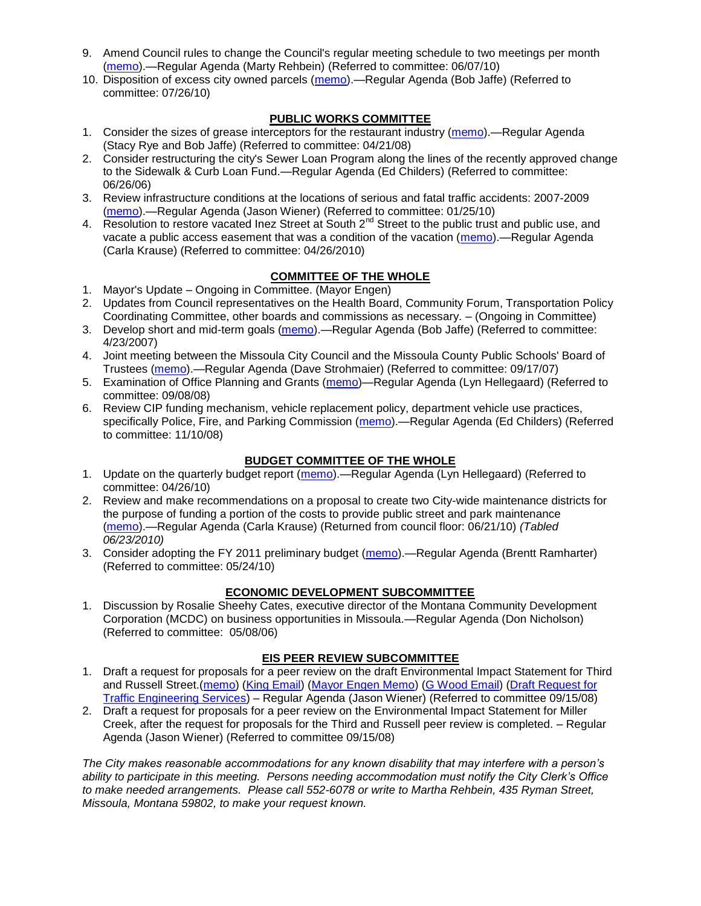9. Amend Council rules to change the Council's regular meeting schedule to two meetings per month (memo).—Regular Agenda (Marty Rehbein) (Referred to committee: 06/07/10)
10. Disposition of excess city owned parcels (memo).—Regular Agenda (Bob Jaffe) (Referred to committee: 07/26/10)

## PUBLIC WORKS COMMITTEE

1. Consider the sizes of grease interceptors for the restaurant industry (memo).—Regular Agenda (Stacy Rye and Bob Jaffe) (Referred to committee: 04/21/08)
2. Consider restructuring the city's Sewer Loan Program along the lines of the recently approved change to the Sidewalk & Curb Loan Fund.—Regular Agenda (Ed Childers) (Referred to committee: 06/26/06)
3. Review infrastructure conditions at the locations of serious and fatal traffic accidents: 2007-2009 (memo).—Regular Agenda (Jason Wiener) (Referred to committee: 01/25/10)
4. Resolution to restore vacated Inez Street at South 2nd Street to the public trust and public use, and vacate a public access easement that was a condition of the vacation (memo).—Regular Agenda (Carla Krause) (Referred to committee: 04/26/2010)

## COMMITTEE OF THE WHOLE

1. Mayor's Update – Ongoing in Committee. (Mayor Engen)
2. Updates from Council representatives on the Health Board, Community Forum, Transportation Policy Coordinating Committee, other boards and commissions as necessary. – (Ongoing in Committee)
3. Develop short and mid-term goals (memo).—Regular Agenda (Bob Jaffe) (Referred to committee: 4/23/2007)
4. Joint meeting between the Missoula City Council and the Missoula County Public Schools' Board of Trustees (memo).—Regular Agenda (Dave Strohmaier) (Referred to committee: 09/17/07)
5. Examination of Office Planning and Grants (memo)—Regular Agenda (Lyn Hellegaard) (Referred to committee: 09/08/08)
6. Review CIP funding mechanism, vehicle replacement policy, department vehicle use practices, specifically Police, Fire, and Parking Commission (memo).—Regular Agenda (Ed Childers) (Referred to committee: 11/10/08)

## BUDGET COMMITTEE OF THE WHOLE

1. Update on the quarterly budget report (memo).—Regular Agenda (Lyn Hellegaard) (Referred to committee: 04/26/10)
2. Review and make recommendations on a proposal to create two City-wide maintenance districts for the purpose of funding a portion of the costs to provide public street and park maintenance (memo).—Regular Agenda (Carla Krause) (Returned from council floor: 06/21/10) *(Tabled 06/23/2010)*
3. Consider adopting the FY 2011 preliminary budget (memo).—Regular Agenda (Brentt Ramharter) (Referred to committee: 05/24/10)

## ECONOMIC DEVELOPMENT SUBCOMMITTEE

1. Discussion by Rosalie Sheehy Cates, executive director of the Montana Community Development Corporation (MCDC) on business opportunities in Missoula.—Regular Agenda (Don Nicholson) (Referred to committee: 05/08/06)

## EIS PEER REVIEW SUBCOMMITTEE

1. Draft a request for proposals for a peer review on the draft Environmental Impact Statement for Third and Russell Street.(memo) (King Email) (Mayor Engen Memo) (G Wood Email) (Draft Request for Traffic Engineering Services) – Regular Agenda (Jason Wiener) (Referred to committee 09/15/08)
2. Draft a request for proposals for a peer review on the Environmental Impact Statement for Miller Creek, after the request for proposals for the Third and Russell peer review is completed. – Regular Agenda (Jason Wiener) (Referred to committee 09/15/08)

*The City makes reasonable accommodations for any known disability that may interfere with a person's ability to participate in this meeting. Persons needing accommodation must notify the City Clerk's Office to make needed arrangements. Please call 552-6078 or write to Martha Rehbein, 435 Ryman Street, Missoula, Montana 59802, to make your request known.*